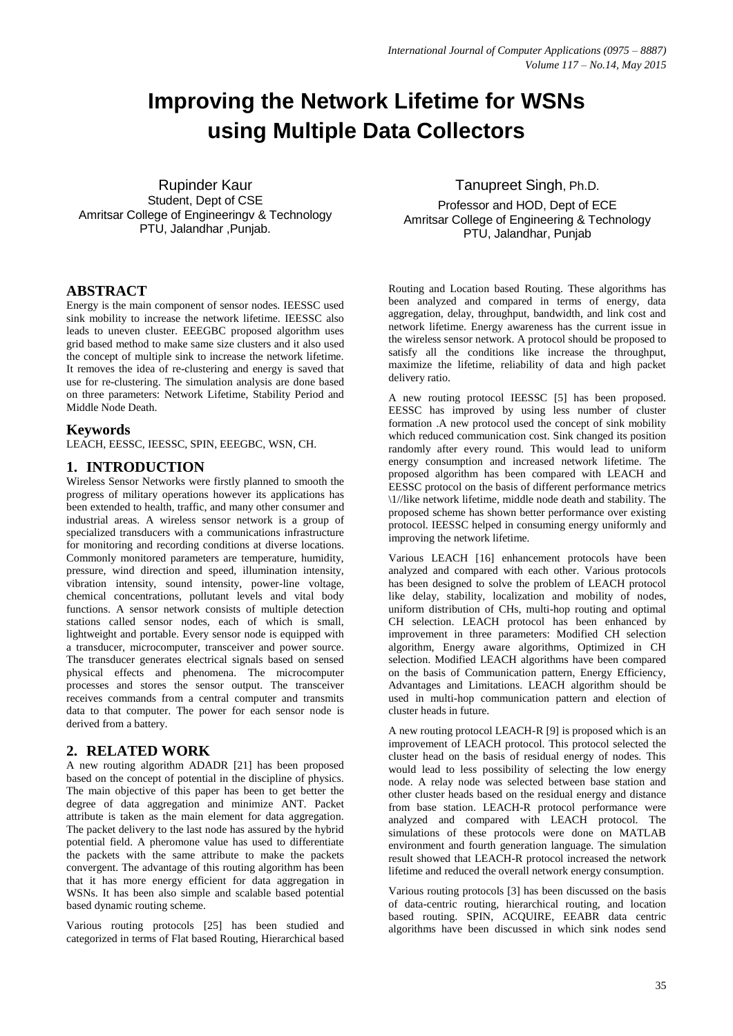# Improving the Network Lifetime for WSNs using Multiple Data Collectors

Rupinder Kaur
Student, Dept of CSE
Amritsar College of Engineeringv & Technology
PTU, Jalandhar ,Punjab.

Tanupreet Singh, Ph.D.
Professor and HOD, Dept of ECE
Amritsar College of Engineering & Technology
PTU, Jalandhar, Punjab

## ABSTRACT

Energy is the main component of sensor nodes. IEESSC used sink mobility to increase the network lifetime. IEESSC also leads to uneven cluster. EEEGBC proposed algorithm uses grid based method to make same size clusters and it also used the concept of multiple sink to increase the network lifetime. It removes the idea of re-clustering and energy is saved that use for re-clustering. The simulation analysis are done based on three parameters: Network Lifetime, Stability Period and Middle Node Death.

### Keywords

LEACH, EESSC, IEESSC, SPIN, EEEGBC, WSN, CH.

## 1. INTRODUCTION

Wireless Sensor Networks were firstly planned to smooth the progress of military operations however its applications has been extended to health, traffic, and many other consumer and industrial areas. A wireless sensor network is a group of specialized transducers with a communications infrastructure for monitoring and recording conditions at diverse locations. Commonly monitored parameters are temperature, humidity, pressure, wind direction and speed, illumination intensity, vibration intensity, sound intensity, power-line voltage, chemical concentrations, pollutant levels and vital body functions. A sensor network consists of multiple detection stations called sensor nodes, each of which is small, lightweight and portable. Every sensor node is equipped with a transducer, microcomputer, transceiver and power source. The transducer generates electrical signals based on sensed physical effects and phenomena. The microcomputer processes and stores the sensor output. The transceiver receives commands from a central computer and transmits data to that computer. The power for each sensor node is derived from a battery.

## 2. RELATED WORK

A new routing algorithm ADADR [21] has been proposed based on the concept of potential in the discipline of physics. The main objective of this paper has been to get better the degree of data aggregation and minimize ANT. Packet attribute is taken as the main element for data aggregation. The packet delivery to the last node has assured by the hybrid potential field. A pheromone value has used to differentiate the packets with the same attribute to make the packets convergent. The advantage of this routing algorithm has been that it has more energy efficient for data aggregation in WSNs. It has been also simple and scalable based potential based dynamic routing scheme.

Various routing protocols [25] has been studied and categorized in terms of Flat based Routing, Hierarchical based Routing and Location based Routing. These algorithms has been analyzed and compared in terms of energy, data aggregation, delay, throughput, bandwidth, and link cost and network lifetime. Energy awareness has the current issue in the wireless sensor network. A protocol should be proposed to satisfy all the conditions like increase the throughput, maximize the lifetime, reliability of data and high packet delivery ratio.

A new routing protocol IEESSC [5] has been proposed. EESSC has improved by using less number of cluster formation .A new protocol used the concept of sink mobility which reduced communication cost. Sink changed its position randomly after every round. This would lead to uniform energy consumption and increased network lifetime. The proposed algorithm has been compared with LEACH and EESSC protocol on the basis of different performance metrics \1//like network lifetime, middle node death and stability. The proposed scheme has shown better performance over existing protocol. IEESSC helped in consuming energy uniformly and improving the network lifetime.

Various LEACH [16] enhancement protocols have been analyzed and compared with each other. Various protocols has been designed to solve the problem of LEACH protocol like delay, stability, localization and mobility of nodes, uniform distribution of CHs, multi-hop routing and optimal CH selection. LEACH protocol has been enhanced by improvement in three parameters: Modified CH selection algorithm, Energy aware algorithms, Optimized in CH selection. Modified LEACH algorithms have been compared on the basis of Communication pattern, Energy Efficiency, Advantages and Limitations. LEACH algorithm should be used in multi-hop communication pattern and election of cluster heads in future.

A new routing protocol LEACH-R [9] is proposed which is an improvement of LEACH protocol. This protocol selected the cluster head on the basis of residual energy of nodes. This would lead to less possibility of selecting the low energy node. A relay node was selected between base station and other cluster heads based on the residual energy and distance from base station. LEACH-R protocol performance were analyzed and compared with LEACH protocol. The simulations of these protocols were done on MATLAB environment and fourth generation language. The simulation result showed that LEACH-R protocol increased the network lifetime and reduced the overall network energy consumption.

Various routing protocols [3] has been discussed on the basis of data-centric routing, hierarchical routing, and location based routing. SPIN, ACQUIRE, EEABR data centric algorithms have been discussed in which sink nodes send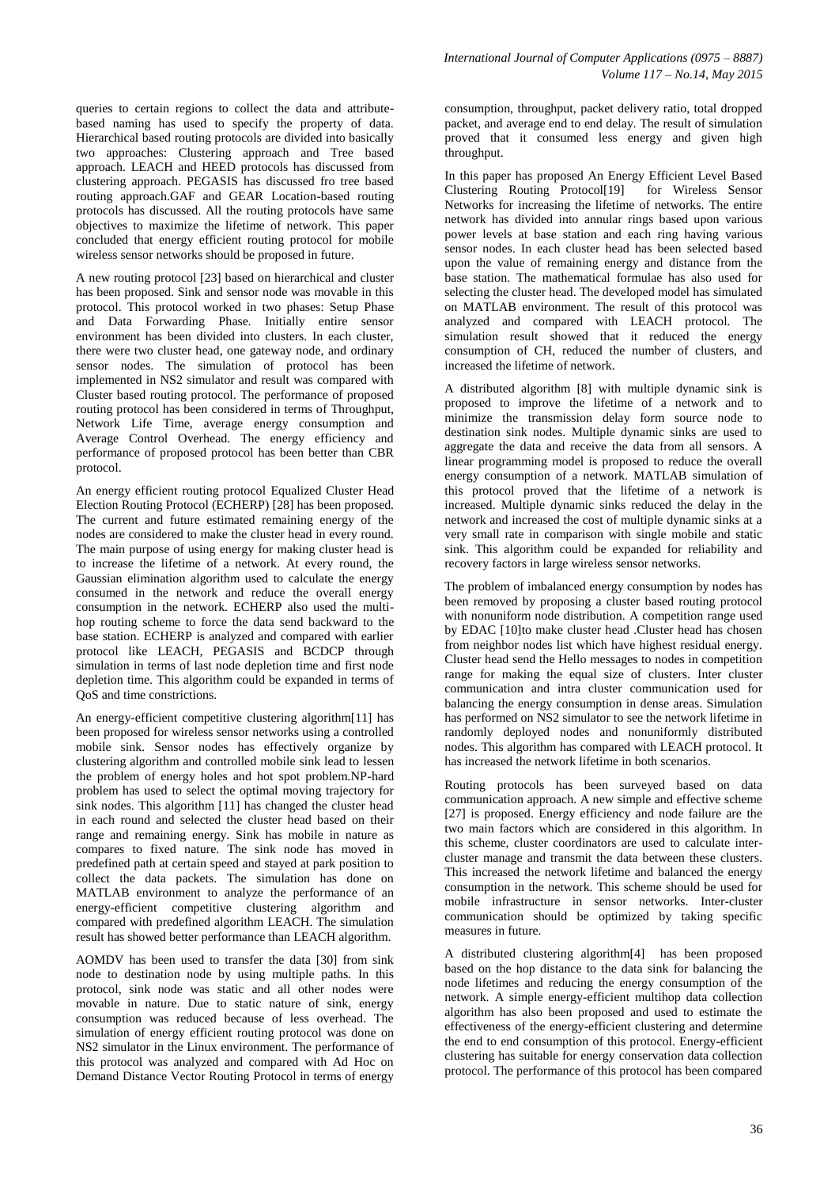queries to certain regions to collect the data and attribute-based naming has used to specify the property of data. Hierarchical based routing protocols are divided into basically two approaches: Clustering approach and Tree based approach. LEACH and HEED protocols has discussed from clustering approach. PEGASIS has discussed fro tree based routing approach.GAF and GEAR Location-based routing protocols has discussed. All the routing protocols have same objectives to maximize the lifetime of network. This paper concluded that energy efficient routing protocol for mobile wireless sensor networks should be proposed in future.

A new routing protocol [23] based on hierarchical and cluster has been proposed. Sink and sensor node was movable in this protocol. This protocol worked in two phases: Setup Phase and Data Forwarding Phase. Initially entire sensor environment has been divided into clusters. In each cluster, there were two cluster head, one gateway node, and ordinary sensor nodes. The simulation of protocol has been implemented in NS2 simulator and result was compared with Cluster based routing protocol. The performance of proposed routing protocol has been considered in terms of Throughput, Network Life Time, average energy consumption and Average Control Overhead. The energy efficiency and performance of proposed protocol has been better than CBR protocol.

An energy efficient routing protocol Equalized Cluster Head Election Routing Protocol (ECHERP) [28] has been proposed. The current and future estimated remaining energy of the nodes are considered to make the cluster head in every round. The main purpose of using energy for making cluster head is to increase the lifetime of a network. At every round, the Gaussian elimination algorithm used to calculate the energy consumed in the network and reduce the overall energy consumption in the network. ECHERP also used the multi-hop routing scheme to force the data send backward to the base station. ECHERP is analyzed and compared with earlier protocol like LEACH, PEGASIS and BCDCP through simulation in terms of last node depletion time and first node depletion time. This algorithm could be expanded in terms of QoS and time constrictions.

An energy-efficient competitive clustering algorithm[11] has been proposed for wireless sensor networks using a controlled mobile sink. Sensor nodes has effectively organize by clustering algorithm and controlled mobile sink lead to lessen the problem of energy holes and hot spot problem.NP-hard problem has used to select the optimal moving trajectory for sink nodes. This algorithm [11] has changed the cluster head in each round and selected the cluster head based on their range and remaining energy. Sink has mobile in nature as compares to fixed nature. The sink node has moved in predefined path at certain speed and stayed at park position to collect the data packets. The simulation has done on MATLAB environment to analyze the performance of an energy-efficient competitive clustering algorithm and compared with predefined algorithm LEACH. The simulation result has showed better performance than LEACH algorithm.

AOMDV has been used to transfer the data [30] from sink node to destination node by using multiple paths. In this protocol, sink node was static and all other nodes were movable in nature. Due to static nature of sink, energy consumption was reduced because of less overhead. The simulation of energy efficient routing protocol was done on NS2 simulator in the Linux environment. The performance of this protocol was analyzed and compared with Ad Hoc on Demand Distance Vector Routing Protocol in terms of energy consumption, throughput, packet delivery ratio, total dropped packet, and average end to end delay. The result of simulation proved that it consumed less energy and given high throughput.

In this paper has proposed An Energy Efficient Level Based Clustering Routing Protocol[19] for Wireless Sensor Networks for increasing the lifetime of networks. The entire network has divided into annular rings based upon various power levels at base station and each ring having various sensor nodes. In each cluster head has been selected based upon the value of remaining energy and distance from the base station. The mathematical formulae has also used for selecting the cluster head. The developed model has simulated on MATLAB environment. The result of this protocol was analyzed and compared with LEACH protocol. The simulation result showed that it reduced the energy consumption of CH, reduced the number of clusters, and increased the lifetime of network.

A distributed algorithm [8] with multiple dynamic sink is proposed to improve the lifetime of a network and to minimize the transmission delay form source node to destination sink nodes. Multiple dynamic sinks are used to aggregate the data and receive the data from all sensors. A linear programming model is proposed to reduce the overall energy consumption of a network. MATLAB simulation of this protocol proved that the lifetime of a network is increased. Multiple dynamic sinks reduced the delay in the network and increased the cost of multiple dynamic sinks at a very small rate in comparison with single mobile and static sink. This algorithm could be expanded for reliability and recovery factors in large wireless sensor networks.

The problem of imbalanced energy consumption by nodes has been removed by proposing a cluster based routing protocol with nonuniform node distribution. A competition range used by EDAC [10]to make cluster head .Cluster head has chosen from neighbor nodes list which have highest residual energy. Cluster head send the Hello messages to nodes in competition range for making the equal size of clusters. Inter cluster communication and intra cluster communication used for balancing the energy consumption in dense areas. Simulation has performed on NS2 simulator to see the network lifetime in randomly deployed nodes and nonuniformly distributed nodes. This algorithm has compared with LEACH protocol. It has increased the network lifetime in both scenarios.

Routing protocols has been surveyed based on data communication approach. A new simple and effective scheme [27] is proposed. Energy efficiency and node failure are the two main factors which are considered in this algorithm. In this scheme, cluster coordinators are used to calculate inter-cluster manage and transmit the data between these clusters. This increased the network lifetime and balanced the energy consumption in the network. This scheme should be used for mobile infrastructure in sensor networks. Inter-cluster communication should be optimized by taking specific measures in future.

A distributed clustering algorithm[4] has been proposed based on the hop distance to the data sink for balancing the node lifetimes and reducing the energy consumption of the network. A simple energy-efficient multihop data collection algorithm has also been proposed and used to estimate the effectiveness of the energy-efficient clustering and determine the end to end consumption of this protocol. Energy-efficient clustering has suitable for energy conservation data collection protocol. The performance of this protocol has been compared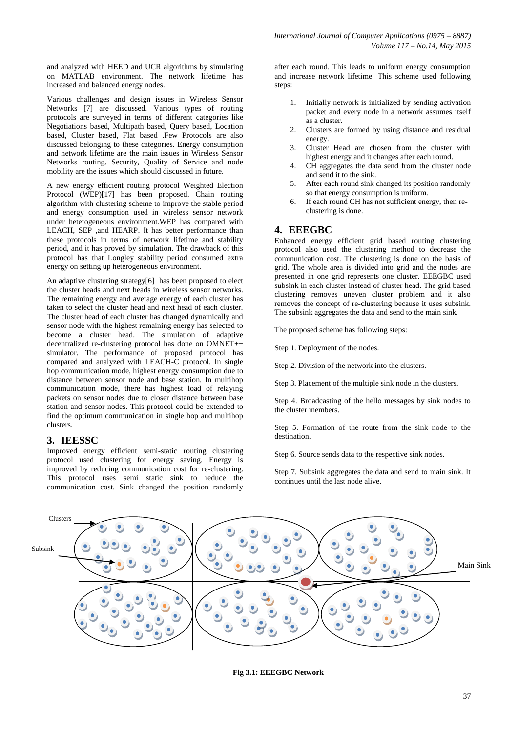and analyzed with HEED and UCR algorithms by simulating on MATLAB environment. The network lifetime has increased and balanced energy nodes.

Various challenges and design issues in Wireless Sensor Networks [7] are discussed. Various types of routing protocols are surveyed in terms of different categories like Negotiations based, Multipath based, Query based, Location based, Cluster based, Flat based .Few Protocols are also discussed belonging to these categories. Energy consumption and network lifetime are the main issues in Wireless Sensor Networks routing. Security, Quality of Service and node mobility are the issues which should discussed in future.

A new energy efficient routing protocol Weighted Election Protocol (WEP)[17] has been proposed. Chain routing algorithm with clustering scheme to improve the stable period and energy consumption used in wireless sensor network under heterogeneous environment.WEP has compared with LEACH, SEP ,and HEARP. It has better performance than these protocols in terms of network lifetime and stability period, and it has proved by simulation. The drawback of this protocol has that Longley stability period consumed extra energy on setting up heterogeneous environment.

An adaptive clustering strategy[6] has been proposed to elect the cluster heads and next heads in wireless sensor networks. The remaining energy and average energy of each cluster has taken to select the cluster head and next head of each cluster. The cluster head of each cluster has changed dynamically and sensor node with the highest remaining energy has selected to become a cluster head. The simulation of adaptive decentralized re-clustering protocol has done on OMNET++ simulator. The performance of proposed protocol has compared and analyzed with LEACH-C protocol. In single hop communication mode, highest energy consumption due to distance between sensor node and base station. In multihop communication mode, there has highest load of relaying packets on sensor nodes due to closer distance between base station and sensor nodes. This protocol could be extended to find the optimum communication in single hop and multihop clusters.

## 3. IEESSC

Improved energy efficient semi-static routing clustering protocol used clustering for energy saving. Energy is improved by reducing communication cost for re-clustering. This protocol uses semi static sink to reduce the communication cost. Sink changed the position randomly after each round. This leads to uniform energy consumption and increase network lifetime. This scheme used following steps:

1. Initially network is initialized by sending activation packet and every node in a network assumes itself as a cluster.
2. Clusters are formed by using distance and residual energy.
3. Cluster Head are chosen from the cluster with highest energy and it changes after each round.
4. CH aggregates the data send from the cluster node and send it to the sink.
5. After each round sink changed its position randomly so that energy consumption is uniform.
6. If each round CH has not sufficient energy, then re-clustering is done.

## 4. EEEGBC

Enhanced energy efficient grid based routing clustering protocol also used the clustering method to decrease the communication cost. The clustering is done on the basis of grid. The whole area is divided into grid and the nodes are presented in one grid represents one cluster. EEEGBC used subsink in each cluster instead of cluster head. The grid based clustering removes uneven cluster problem and it also removes the concept of re-clustering because it uses subsink. The subsink aggregates the data and send to the main sink.

The proposed scheme has following steps:

Step 1. Deployment of the nodes.

Step 2. Division of the network into the clusters.

Step 3. Placement of the multiple sink node in the clusters.

Step 4. Broadcasting of the hello messages by sink nodes to the cluster members.

Step 5. Formation of the route from the sink node to the destination.

Step 6. Source sends data to the respective sink nodes.

Step 7. Subsink aggregates the data and send to main sink. It continues until the last node alive.

**Fig 3.1: EEEGBC Network**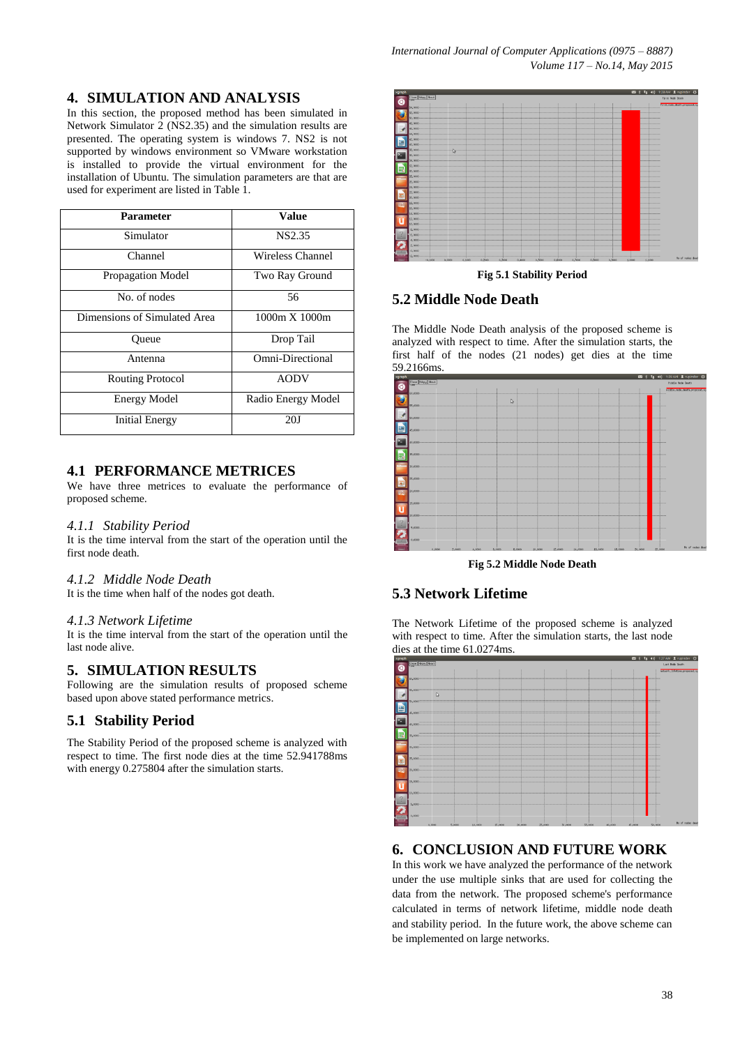## 4. SIMULATION AND ANALYSIS

In this section, the proposed method has been simulated in Network Simulator 2 (NS2.35) and the simulation results are presented. The operating system is windows 7. NS2 is not supported by windows environment so VMware workstation is installed to provide the virtual environment for the installation of Ubuntu. The simulation parameters are that are used for experiment are listed in Table 1.

| Parameter | Value |
|---|---|
| Simulator | NS2.35 |
| Channel | Wireless Channel |
| Propagation Model | Two Ray Ground |
| No. of nodes | 56 |
| Dimensions of Simulated Area | 1000m X 1000m |
| Queue | Drop Tail |
| Antenna | Omni-Directional |
| Routing Protocol | AODV |
| Energy Model | Radio Energy Model |
| Initial Energy | 20J |

### 4.1 PERFORMANCE METRICES

We have three metrics to evaluate the performance of proposed scheme.

#### *4.1.1 Stability Period*

It is the time interval from the start of the operation until the first node death.

#### *4.1.2 Middle Node Death*

It is the time when half of the nodes got death.

#### *4.1.3 Network Lifetime*

It is the time interval from the start of the operation until the last node alive.

## 5. SIMULATION RESULTS

Following are the simulation results of proposed scheme based upon above stated performance metrics.

### 5.1 Stability Period

The Stability Period of the proposed scheme is analyzed with respect to time. The first node dies at the time 52.941788ms with energy 0.275804 after the simulation starts.

**Fig 5.1 Stability Period**

### 5.2 Middle Node Death

The Middle Node Death analysis of the proposed scheme is analyzed with respect to time. After the simulation starts, the first half of the nodes (21 nodes) get dies at the time 59.2166ms.

**Fig 5.2 Middle Node Death**

### 5.3 Network Lifetime

The Network Lifetime of the proposed scheme is analyzed with respect to time. After the simulation starts, the last node dies at the time 61.0274ms.

## 6. CONCLUSION AND FUTURE WORK

In this work we have analyzed the performance of the network under the use multiple sinks that are used for collecting the data from the network. The proposed scheme's performance calculated in terms of network lifetime, middle node death and stability period. In the future work, the above scheme can be implemented on large networks.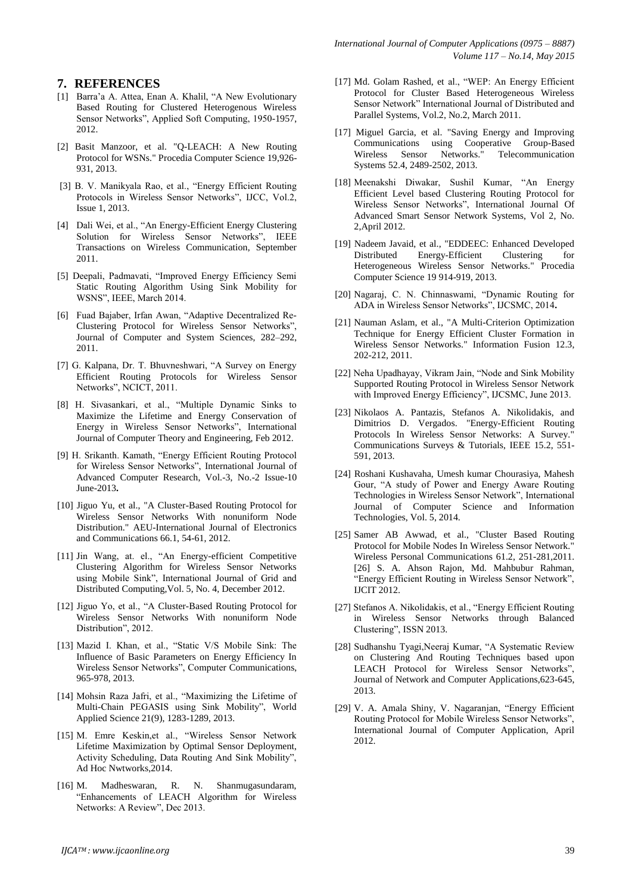## 7. REFERENCES

[1] Barra'a A. Attea, Enan A. Khalil, "A New Evolutionary Based Routing for Clustered Heterogenous Wireless Sensor Networks", Applied Soft Computing, 1950-1957, 2012.

[2] Basit Manzoor, et al. "Q-LEACH: A New Routing Protocol for WSNs." Procedia Computer Science 19,926-931, 2013.

[3] B. V. Manikyala Rao, et al., "Energy Efficient Routing Protocols in Wireless Sensor Networks", IJCC, Vol.2, Issue 1, 2013.

[4] Dali Wei, et al., "An Energy-Efficient Energy Clustering Solution for Wireless Sensor Networks", IEEE Transactions on Wireless Communication, September 2011.

[5] Deepali, Padmavati, "Improved Energy Efficiency Semi Static Routing Algorithm Using Sink Mobility for WSNS", IEEE, March 2014.

[6] Fuad Bajaber, Irfan Awan, "Adaptive Decentralized Re-Clustering Protocol for Wireless Sensor Networks", Journal of Computer and System Sciences, 282–292, 2011.

[7] G. Kalpana, Dr. T. Bhuvneshwari, "A Survey on Energy Efficient Routing Protocols for Wireless Sensor Networks", NCICT, 2011.

[8] H. Sivasankari, et al., "Multiple Dynamic Sinks to Maximize the Lifetime and Energy Conservation of Energy in Wireless Sensor Networks", International Journal of Computer Theory and Engineering, Feb 2012.

[9] H. Srikanth. Kamath, "Energy Efficient Routing Protocol for Wireless Sensor Networks", International Journal of Advanced Computer Research, Vol.-3, No.-2 Issue-10 June-2013**.**

[10] Jiguo Yu, et al., "A Cluster-Based Routing Protocol for Wireless Sensor Networks With nonuniform Node Distribution." AEU-International Journal of Electronics and Communications 66.1, 54-61, 2012.

[11] Jin Wang, at. el., "An Energy-efficient Competitive Clustering Algorithm for Wireless Sensor Networks using Mobile Sink", International Journal of Grid and Distributed Computing,Vol. 5, No. 4, December 2012.

[12] Jiguo Yo, et al., "A Cluster-Based Routing Protocol for Wireless Sensor Networks With nonuniform Node Distribution", 2012.

[13] Mazid I. Khan, et al., "Static V/S Mobile Sink: The Influence of Basic Parameters on Energy Efficiency In Wireless Sensor Networks", Computer Communications, 965-978, 2013.

[14] Mohsin Raza Jafri, et al., "Maximizing the Lifetime of Multi-Chain PEGASIS using Sink Mobility", World Applied Science 21(9), 1283-1289, 2013.

[15] M. Emre Keskin,et al., "Wireless Sensor Network Lifetime Maximization by Optimal Sensor Deployment, Activity Scheduling, Data Routing And Sink Mobility", Ad Hoc Nwtworks,2014.

[16] M. Madheswaran, R. N. Shanmugasundaram, "Enhancements of LEACH Algorithm for Wireless Networks: A Review", Dec 2013.

[17] Md. Golam Rashed, et al., "WEP: An Energy Efficient Protocol for Cluster Based Heterogeneous Wireless Sensor Network" International Journal of Distributed and Parallel Systems, Vol.2, No.2, March 2011.

[17] Miguel Garcia, et al. "Saving Energy and Improving Communications using Cooperative Group-Based Wireless Sensor Networks." Telecommunication Systems 52.4, 2489-2502, 2013.

[18] Meenakshi Diwakar, Sushil Kumar, "An Energy Efficient Level based Clustering Routing Protocol for Wireless Sensor Networks", International Journal Of Advanced Smart Sensor Network Systems, Vol 2, No. 2,April 2012.

[19] Nadeem Javaid, et al., "EDDEEC: Enhanced Developed Distributed Energy-Efficient Clustering for Heterogeneous Wireless Sensor Networks." Procedia Computer Science 19 914-919, 2013.

[20] Nagaraj, C. N. Chinnaswami, "Dynamic Routing for ADA in Wireless Sensor Networks", IJCSMC, 2014**.**

[21] Nauman Aslam, et al., "A Multi-Criterion Optimization Technique for Energy Efficient Cluster Formation in Wireless Sensor Networks." Information Fusion 12.3, 202-212, 2011.

[22] Neha Upadhayay, Vikram Jain, "Node and Sink Mobility Supported Routing Protocol in Wireless Sensor Network with Improved Energy Efficiency", IJCSMC, June 2013.

[23] Nikolaos A. Pantazis, Stefanos A. Nikolidakis, and Dimitrios D. Vergados. "Energy-Efficient Routing Protocols In Wireless Sensor Networks: A Survey." Communications Surveys & Tutorials, IEEE 15.2, 551-591, 2013.

[24] Roshani Kushavaha, Umesh kumar Chourasiya, Mahesh Gour, "A study of Power and Energy Aware Routing Technologies in Wireless Sensor Network", International Journal of Computer Science and Information Technologies, Vol. 5, 2014.

[25] Samer AB Awwad, et al., "Cluster Based Routing Protocol for Mobile Nodes In Wireless Sensor Network." Wireless Personal Communications 61.2, 251-281,2011.

[26] S. A. Ahson Rajon, Md. Mahbubur Rahman, "Energy Efficient Routing in Wireless Sensor Network", IJCIT 2012.

[27] Stefanos A. Nikolidakis, et al., "Energy Efficient Routing in Wireless Sensor Networks through Balanced Clustering", ISSN 2013.

[28] Sudhanshu Tyagi,Neeraj Kumar, "A Systematic Review on Clustering And Routing Techniques based upon LEACH Protocol for Wireless Sensor Networks", Journal of Network and Computer Applications,623-645, 2013.

[29] V. A. Amala Shiny, V. Nagaranjan, "Energy Efficient Routing Protocol for Mobile Wireless Sensor Networks", International Journal of Computer Application, April 2012.